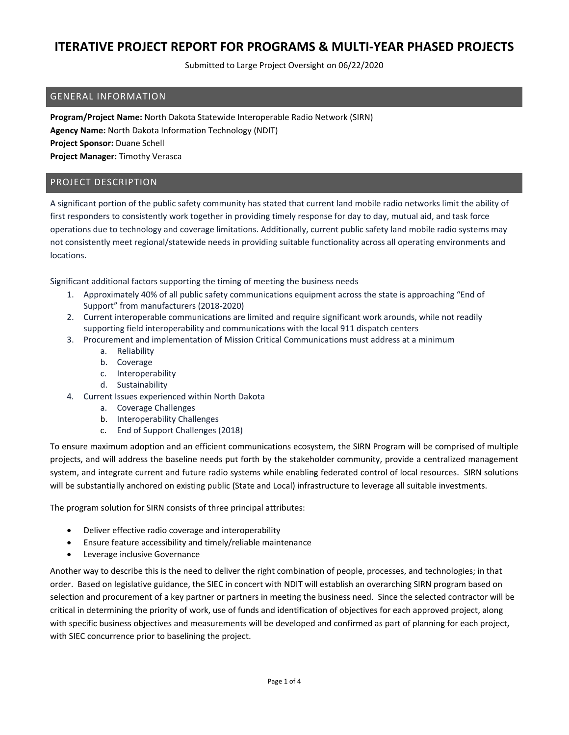# ITERATIVE PROJECT REPORT FOR PROGRAMS & MULTI-YEAR PHASED PROJECTS

Submitted to Large Project Oversight on 06/22/2020

## GENERAL INFORMATION

**Program/Project Name:** North Dakota Statewide Interoperable Radio Network (SIRN)
**Agency Name:** North Dakota Information Technology (NDIT)
**Project Sponsor:** Duane Schell
**Project Manager:** Timothy Verasca

## PROJECT DESCRIPTION

A significant portion of the public safety community has stated that current land mobile radio networks limit the ability of first responders to consistently work together in providing timely response for day to day, mutual aid, and task force operations due to technology and coverage limitations. Additionally, current public safety land mobile radio systems may not consistently meet regional/statewide needs in providing suitable functionality across all operating environments and locations.

Significant additional factors supporting the timing of meeting the business needs

1. Approximately 40% of all public safety communications equipment across the state is approaching "End of Support" from manufacturers (2018-2020)
2. Current interoperable communications are limited and require significant work arounds, while not readily supporting field interoperability and communications with the local 911 dispatch centers
3. Procurement and implementation of Mission Critical Communications must address at a minimum
    a. Reliability
    b. Coverage
    c. Interoperability
    d. Sustainability
4. Current Issues experienced within North Dakota
    a. Coverage Challenges
    b. Interoperability Challenges
    c. End of Support Challenges (2018)

To ensure maximum adoption and an efficient communications ecosystem, the SIRN Program will be comprised of multiple projects, and will address the baseline needs put forth by the stakeholder community, provide a centralized management system, and integrate current and future radio systems while enabling federated control of local resources. SIRN solutions will be substantially anchored on existing public (State and Local) infrastructure to leverage all suitable investments.

The program solution for SIRN consists of three principal attributes:

- Deliver effective radio coverage and interoperability
- Ensure feature accessibility and timely/reliable maintenance
- Leverage inclusive Governance

Another way to describe this is the need to deliver the right combination of people, processes, and technologies; in that order. Based on legislative guidance, the SIEC in concert with NDIT will establish an overarching SIRN program based on selection and procurement of a key partner or partners in meeting the business need. Since the selected contractor will be critical in determining the priority of work, use of funds and identification of objectives for each approved project, along with specific business objectives and measurements will be developed and confirmed as part of planning for each project, with SIEC concurrence prior to baselining the project.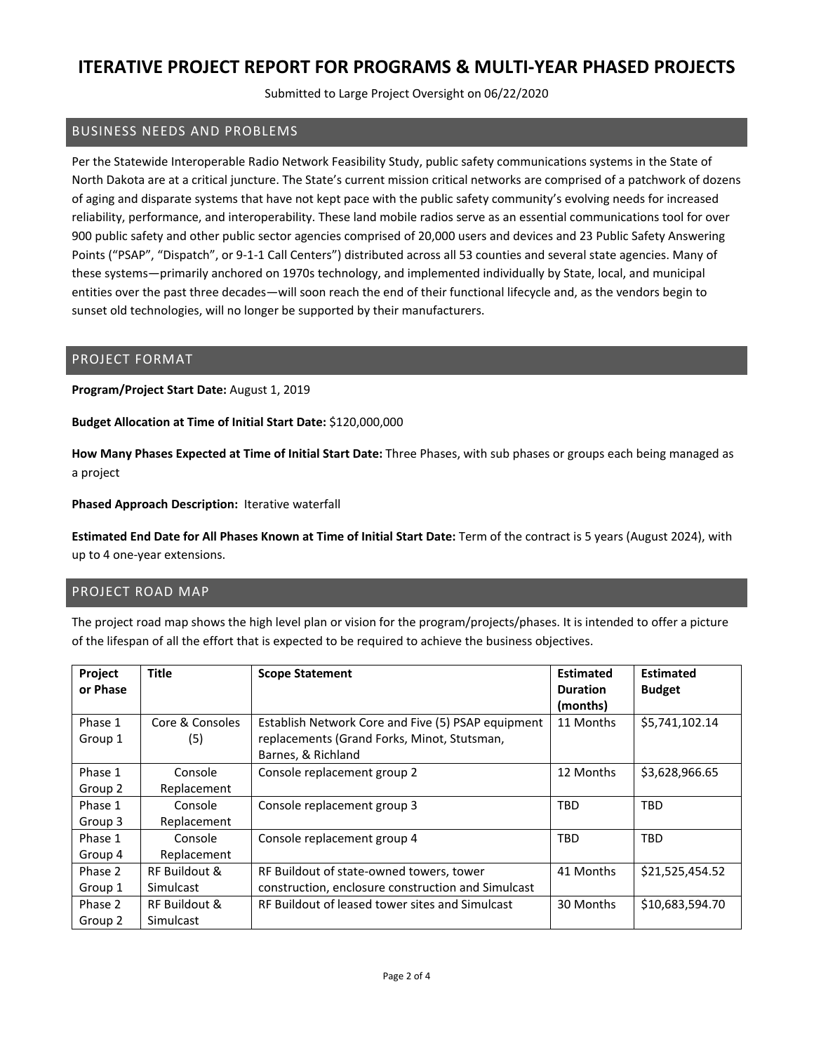# ITERATIVE PROJECT REPORT FOR PROGRAMS & MULTI-YEAR PHASED PROJECTS

Submitted to Large Project Oversight on 06/22/2020

## BUSINESS NEEDS AND PROBLEMS

Per the Statewide Interoperable Radio Network Feasibility Study, public safety communications systems in the State of North Dakota are at a critical juncture. The State's current mission critical networks are comprised of a patchwork of dozens of aging and disparate systems that have not kept pace with the public safety community's evolving needs for increased reliability, performance, and interoperability. These land mobile radios serve as an essential communications tool for over 900 public safety and other public sector agencies comprised of 20,000 users and devices and 23 Public Safety Answering Points ("PSAP", "Dispatch", or 9-1-1 Call Centers") distributed across all 53 counties and several state agencies. Many of these systems—primarily anchored on 1970s technology, and implemented individually by State, local, and municipal entities over the past three decades—will soon reach the end of their functional lifecycle and, as the vendors begin to sunset old technologies, will no longer be supported by their manufacturers.

## PROJECT FORMAT

**Program/Project Start Date:** August 1, 2019

**Budget Allocation at Time of Initial Start Date:** $120,000,000

**How Many Phases Expected at Time of Initial Start Date:** Three Phases, with sub phases or groups each being managed as a project

**Phased Approach Description:** Iterative waterfall

**Estimated End Date for All Phases Known at Time of Initial Start Date:** Term of the contract is 5 years (August 2024), with up to 4 one-year extensions.

## PROJECT ROAD MAP

The project road map shows the high level plan or vision for the program/projects/phases. It is intended to offer a picture of the lifespan of all the effort that is expected to be required to achieve the business objectives.

| Project or Phase | Title | Scope Statement | Estimated Duration (months) | Estimated Budget |
|---|---|---|---|---|
| Phase 1 Group 1 | Core & Consoles (5) | Establish Network Core and Five (5) PSAP equipment replacements (Grand Forks, Minot, Stutsman, Barnes, & Richland | 11 Months | $5,741,102.14 |
| Phase 1 Group 2 | Console Replacement | Console replacement group 2 | 12 Months | $3,628,966.65 |
| Phase 1 Group 3 | Console Replacement | Console replacement group 3 | TBD | TBD |
| Phase 1 Group 4 | Console Replacement | Console replacement group 4 | TBD | TBD |
| Phase 2 Group 1 | RF Buildout & Simulcast | RF Buildout of state-owned towers, tower construction, enclosure construction and Simulcast | 41 Months | $21,525,454.52 |
| Phase 2 Group 2 | RF Buildout & Simulcast | RF Buildout of leased tower sites and Simulcast | 30 Months | $10,683,594.70 |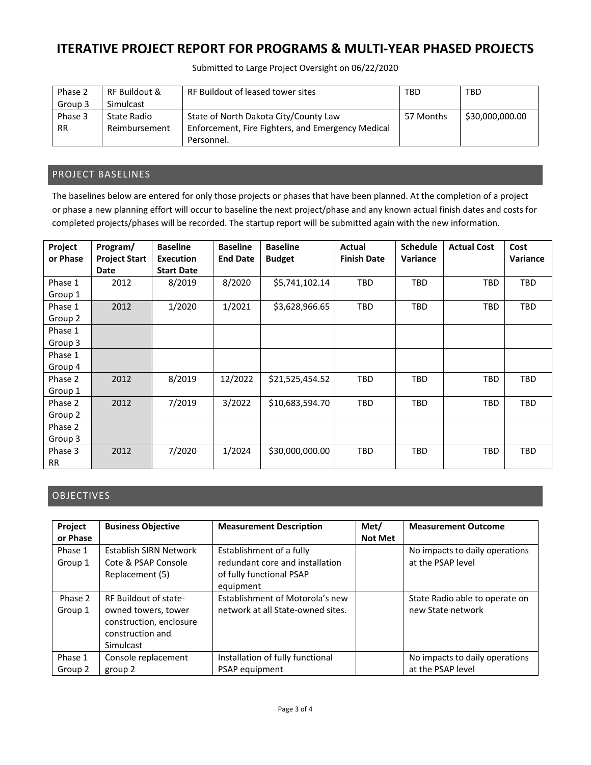# ITERATIVE PROJECT REPORT FOR PROGRAMS & MULTI-YEAR PHASED PROJECTS

Submitted to Large Project Oversight on 06/22/2020

| | | | | |
|---|---|---|---|---|
| Phase 2 Group 3 | RF Buildout & Simulcast | RF Buildout of leased tower sites | TBD | TBD |
| Phase 3 RR | State Radio Reimbursement | State of North Dakota City/County Law Enforcement, Fire Fighters, and Emergency Medical Personnel. | 57 Months | $30,000,000.00 |

## PROJECT BASELINES

The baselines below are entered for only those projects or phases that have been planned. At the completion of a project or phase a new planning effort will occur to baseline the next project/phase and any known actual finish dates and costs for completed projects/phases will be recorded. The startup report will be submitted again with the new information.

| Project or Phase | Program/ Project Start Date | Baseline Execution Start Date | Baseline End Date | Baseline Budget | Actual Finish Date | Schedule Variance | Actual Cost | Cost Variance |
|---|---|---|---|---|---|---|---|---|
| Phase 1 Group 1 | 2012 | 8/2019 | 8/2020 | $5,741,102.14 | TBD | TBD | TBD | TBD |
| Phase 1 Group 2 | 2012 | 1/2020 | 1/2021 | $3,628,966.65 | TBD | TBD | TBD | TBD |
| Phase 1 Group 3 | | | | | | | | |
| Phase 1 Group 4 | | | | | | | | |
| Phase 2 Group 1 | 2012 | 8/2019 | 12/2022 | $21,525,454.52 | TBD | TBD | TBD | TBD |
| Phase 2 Group 2 | 2012 | 7/2019 | 3/2022 | $10,683,594.70 | TBD | TBD | TBD | TBD |
| Phase 2 Group 3 | | | | | | | | |
| Phase 3 RR | 2012 | 7/2020 | 1/2024 | $30,000,000.00 | TBD | TBD | TBD | TBD |

## OBJECTIVES

| Project or Phase | Business Objective | Measurement Description | Met/ Not Met | Measurement Outcome |
|---|---|---|---|---|
| Phase 1 Group 1 | Establish SIRN Network Cote & PSAP Console Replacement (5) | Establishment of a fully redundant core and installation of fully functional PSAP equipment | | No impacts to daily operations at the PSAP level |
| Phase 2 Group 1 | RF Buildout of state-owned towers, tower construction, enclosure construction and Simulcast | Establishment of Motorola's new network at all State-owned sites. | | State Radio able to operate on new State network |
| Phase 1 Group 2 | Console replacement group 2 | Installation of fully functional PSAP equipment | | No impacts to daily operations at the PSAP level |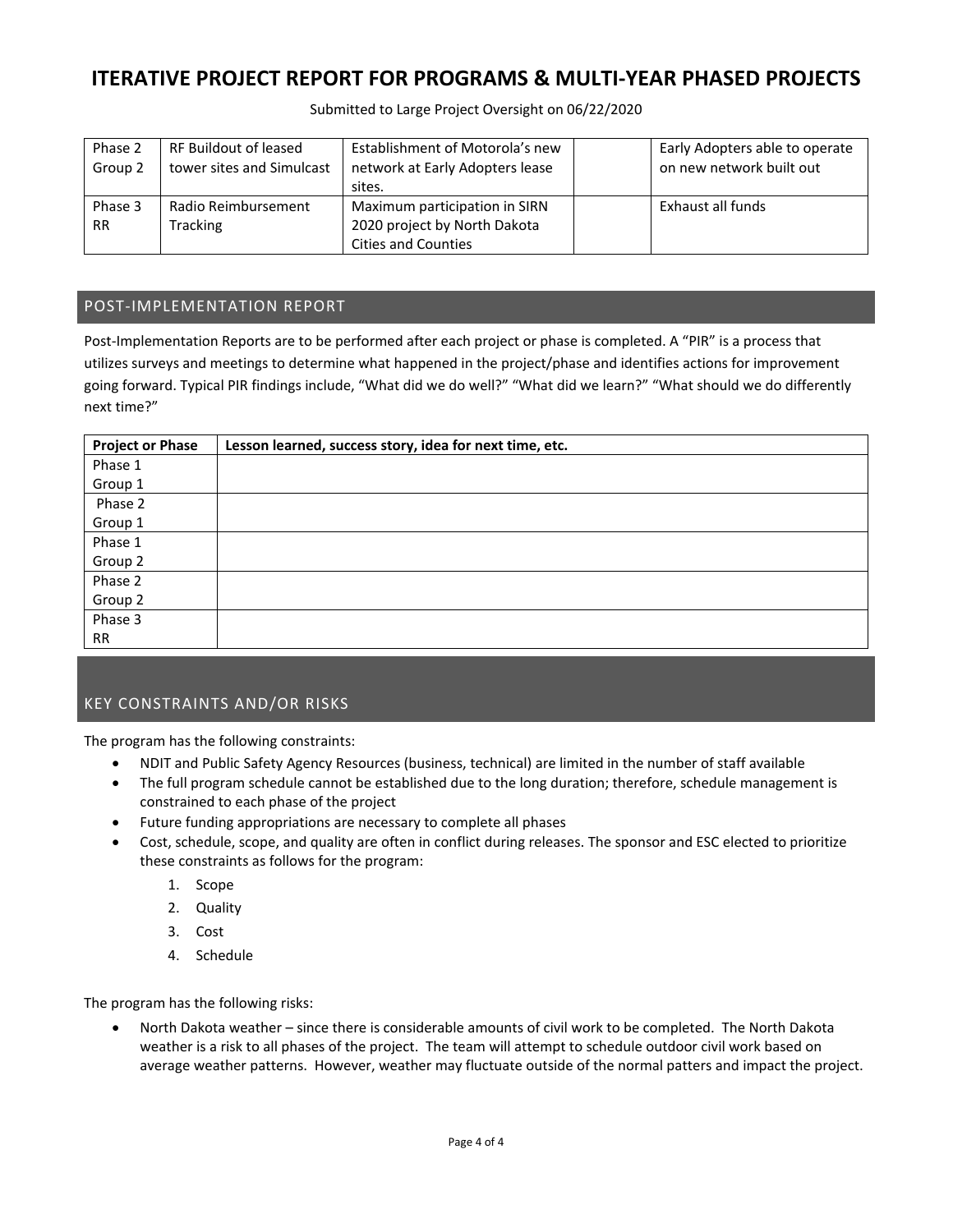# ITERATIVE PROJECT REPORT FOR PROGRAMS & MULTI-YEAR PHASED PROJECTS

Submitted to Large Project Oversight on 06/22/2020

| | | | | |
|---|---|---|---|---|
| Phase 2 Group 2 | RF Buildout of leased tower sites and Simulcast | Establishment of Motorola's new network at Early Adopters lease sites. | | Early Adopters able to operate on new network built out |
| Phase 3 RR | Radio Reimbursement Tracking | Maximum participation in SIRN 2020 project by North Dakota Cities and Counties | | Exhaust all funds |

## POST-IMPLEMENTATION REPORT

Post-Implementation Reports are to be performed after each project or phase is completed. A "PIR" is a process that utilizes surveys and meetings to determine what happened in the project/phase and identifies actions for improvement going forward. Typical PIR findings include, "What did we do well?" "What did we learn?" "What should we do differently next time?"

| Project or Phase | Lesson learned, success story, idea for next time, etc. |
|---|---|
| Phase 1 Group 1 | |
| Phase 2 Group 1 | |
| Phase 1 Group 2 | |
| Phase 2 Group 2 | |
| Phase 3 RR | |

## KEY CONSTRAINTS AND/OR RISKS

The program has the following constraints:

- NDIT and Public Safety Agency Resources (business, technical) are limited in the number of staff available
- The full program schedule cannot be established due to the long duration; therefore, schedule management is constrained to each phase of the project
- Future funding appropriations are necessary to complete all phases
- Cost, schedule, scope, and quality are often in conflict during releases. The sponsor and ESC elected to prioritize these constraints as follows for the program:
    1. Scope
    2. Quality
    3. Cost
    4. Schedule

The program has the following risks:

- North Dakota weather – since there is considerable amounts of civil work to be completed. The North Dakota weather is a risk to all phases of the project. The team will attempt to schedule outdoor civil work based on average weather patterns. However, weather may fluctuate outside of the normal patters and impact the project.